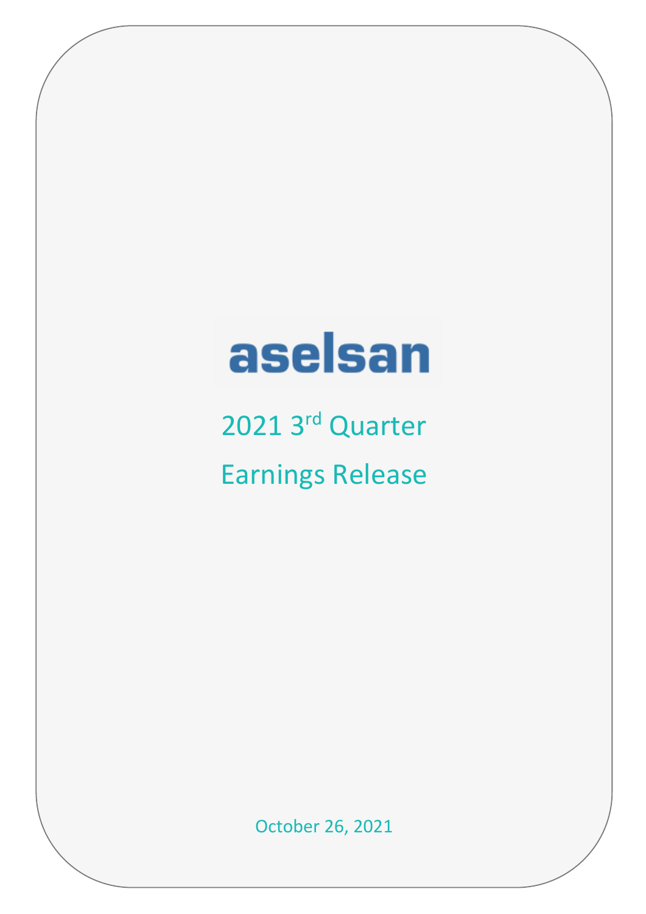# aselsan

## 2021 3rd Quarter

## Earnings Release

October 26, 2021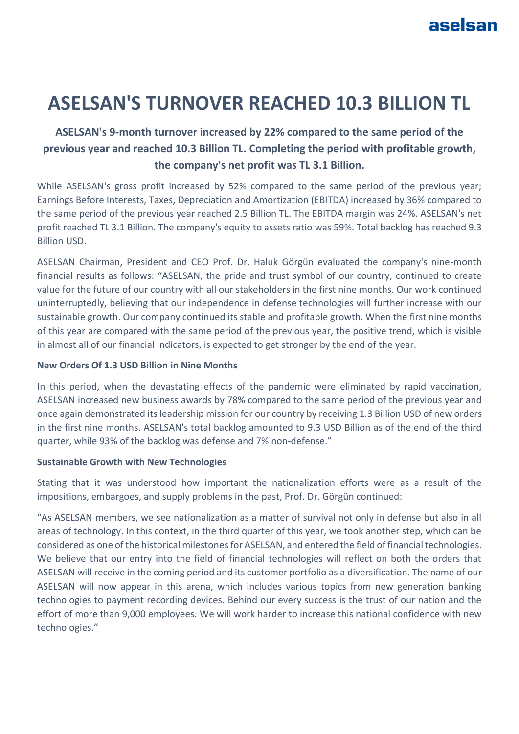# ASELSAN'S TURNOVER REACHED 10.3 BILLION TL

### ASELSAN's 9-month turnover increased by 22% compared to the same period of the previous year and reached 10.3 Billion TL. Completing the period with profitable growth, the company's net profit was TL 3.1 Billion.

While ASELSAN's gross profit increased by 52% compared to the same period of the previous year; Earnings Before Interests, Taxes, Depreciation and Amortization (EBITDA) increased by 36% compared to the same period of the previous year reached 2.5 Billion TL. The EBITDA margin was 24%. ASELSAN's net profit reached TL 3.1 Billion. The company's equity to assets ratio was 59%. Total backlog has reached 9.3 Billion USD.

ASELSAN Chairman, President and CEO Prof. Dr. Haluk Görgün evaluated the company's nine-month financial results as follows: "ASELSAN, the pride and trust symbol of our country, continued to create value for the future of our country with all our stakeholders in the first nine months. Our work continued uninterruptedly, believing that our independence in defense technologies will further increase with our sustainable growth. Our company continued its stable and profitable growth. When the first nine months of this year are compared with the same period of the previous year, the positive trend, which is visible in almost all of our financial indicators, is expected to get stronger by the end of the year.

**New Orders Of 1.3 USD Billion in Nine Months**

In this period, when the devastating effects of the pandemic were eliminated by rapid vaccination, ASELSAN increased new business awards by 78% compared to the same period of the previous year and once again demonstrated its leadership mission for our country by receiving 1.3 Billion USD of new orders in the first nine months. ASELSAN's total backlog amounted to 9.3 USD Billion as of the end of the third quarter, while 93% of the backlog was defense and 7% non-defense."

**Sustainable Growth with New Technologies**

Stating that it was understood how important the nationalization efforts were as a result of the impositions, embargoes, and supply problems in the past, Prof. Dr. Görgün continued:

"As ASELSAN members, we see nationalization as a matter of survival not only in defense but also in all areas of technology. In this context, in the third quarter of this year, we took another step, which can be considered as one of the historical milestones for ASELSAN, and entered the field of financial technologies. We believe that our entry into the field of financial technologies will reflect on both the orders that ASELSAN will receive in the coming period and its customer portfolio as a diversification. The name of our ASELSAN will now appear in this arena, which includes various topics from new generation banking technologies to payment recording devices. Behind our every success is the trust of our nation and the effort of more than 9,000 employees. We will work harder to increase this national confidence with new technologies."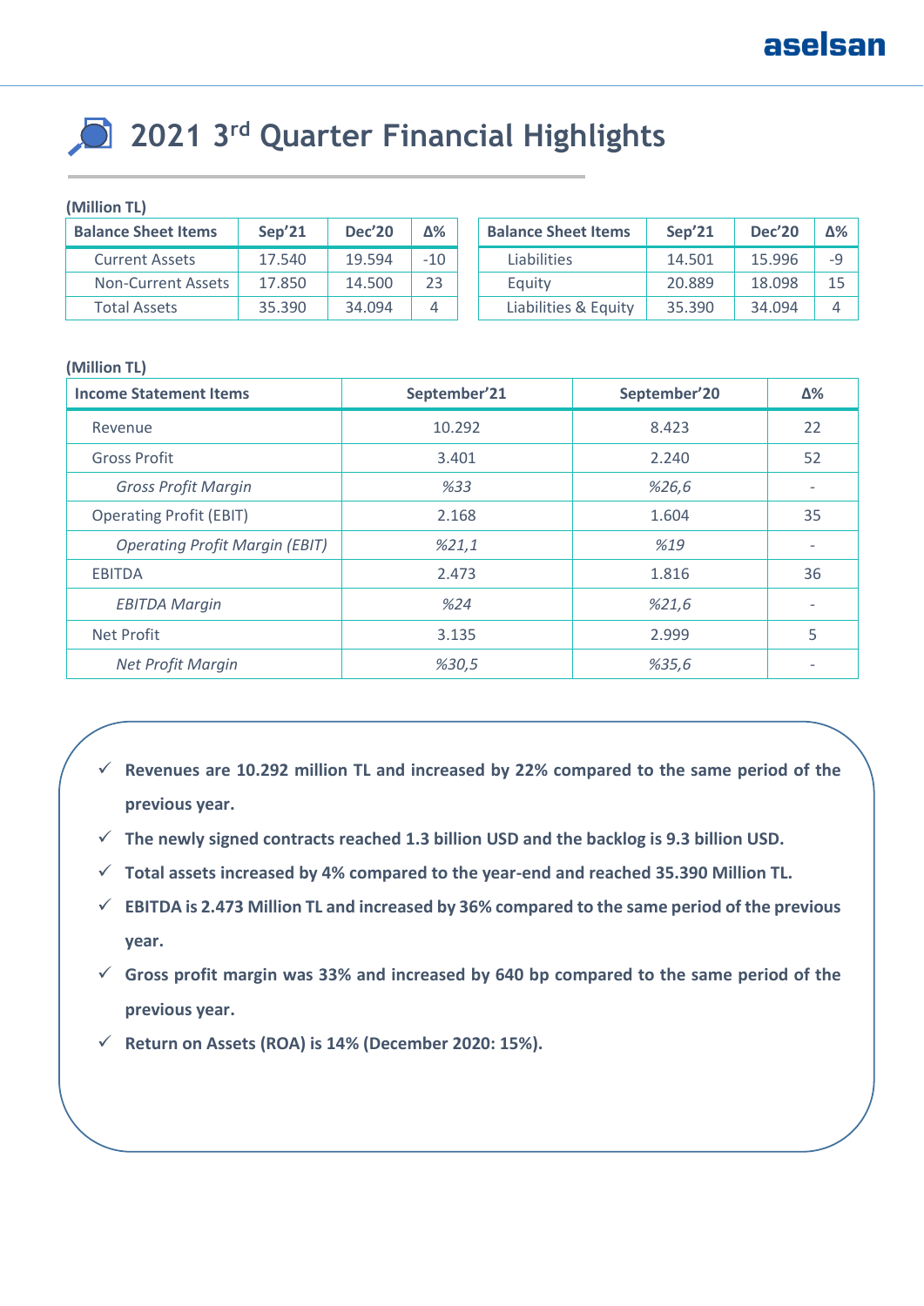# 2021 3rd Quarter Financial Highlights

**(Million TL)**

| Balance Sheet Items | Sep'21 | Dec'20 | Δ% |
|---|---|---|---|
| Current Assets | 17.540 | 19.594 | -10 |
| Non-Current Assets | 17.850 | 14.500 | 23 |
| Total Assets | 35.390 | 34.094 | 4 |

| Balance Sheet Items | Sep'21 | Dec'20 | Δ% |
|---|---|---|---|
| Liabilities | 14.501 | 15.996 | -9 |
| Equity | 20.889 | 18.098 | 15 |
| Liabilities & Equity | 35.390 | 34.094 | 4 |

**(Million TL)**

| Income Statement Items | September'21 | September'20 | Δ% |
|---|---|---|---|
| Revenue | 10.292 | 8.423 | 22 |
| Gross Profit | 3.401 | 2.240 | 52 |
| *Gross Profit Margin* | *%33* | *%26,6* | - |
| Operating Profit (EBIT) | 2.168 | 1.604 | 35 |
| *Operating Profit Margin (EBIT)* | *%21,1* | *%19* | - |
| EBITDA | 2.473 | 1.816 | 36 |
| *EBITDA Margin* | *%24* | *%21,6* | - |
| Net Profit | 3.135 | 2.999 | 5 |
| *Net Profit Margin* | *%30,5* | *%35,6* | - |

- ✓ **Revenues are 10.292 million TL and increased by 22% compared to the same period of the previous year.**
- ✓ **The newly signed contracts reached 1.3 billion USD and the backlog is 9.3 billion USD.**
- ✓ **Total assets increased by 4% compared to the year-end and reached 35.390 Million TL.**
- ✓ **EBITDA is 2.473 Million TL and increased by 36% compared to the same period of the previous year.**
- ✓ **Gross profit margin was 33% and increased by 640 bp compared to the same period of the previous year.**
- ✓ **Return on Assets (ROA) is 14% (December 2020: 15%).**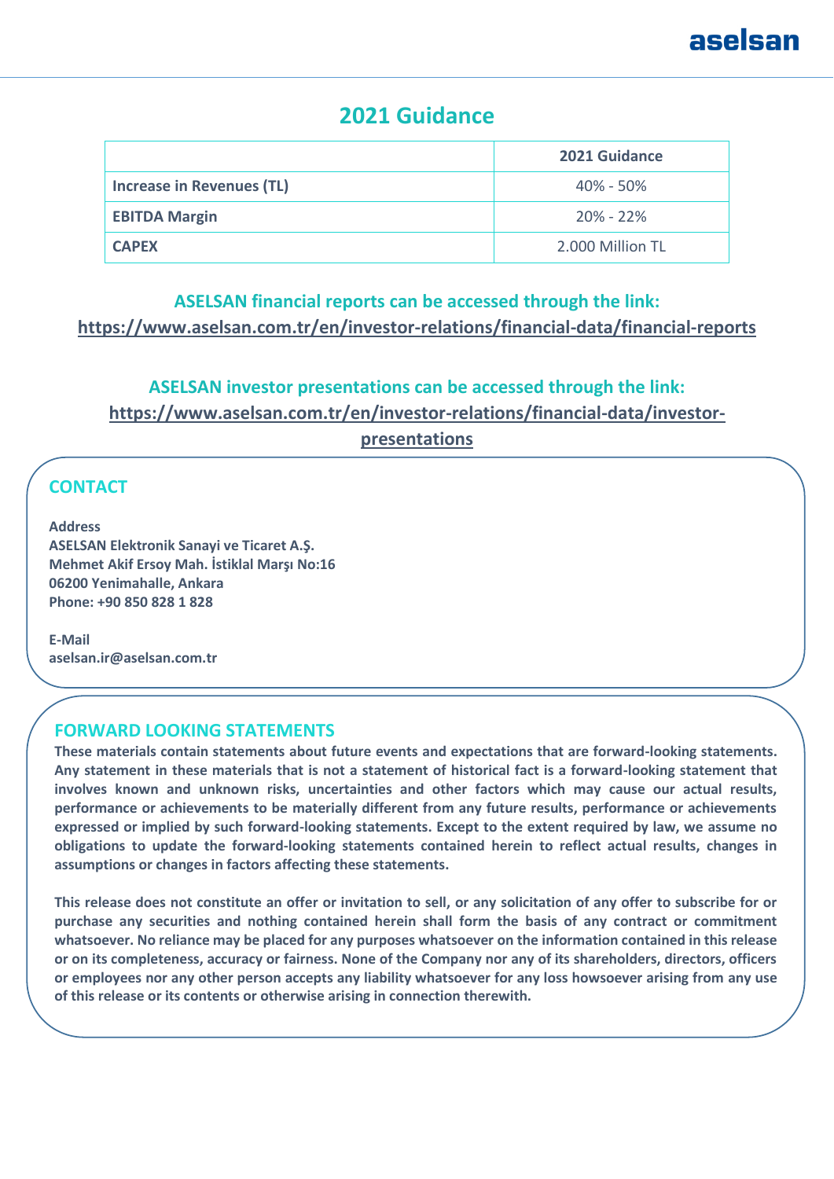## 2021 Guidance

| | 2021 Guidance |
|---|---|
| **Increase in Revenues (TL)** | 40% - 50% |
| **EBITDA Margin** | 20% - 22% |
| **CAPEX** | 2.000 Million TL |

**ASELSAN financial reports can be accessed through the link:**
**https://www.aselsan.com.tr/en/investor-relations/financial-data/financial-reports**

**ASELSAN investor presentations can be accessed through the link:**
**https://www.aselsan.com.tr/en/investor-relations/financial-data/investor-presentations**

### CONTACT

**Address**
**ASELSAN Elektronik Sanayi ve Ticaret A.Ş.**
**Mehmet Akif Ersoy Mah. İstiklal Marşı No:16**
**06200 Yenimahalle, Ankara**
**Phone: +90 850 828 1 828**

**E-Mail**
**aselsan.ir@aselsan.com.tr**

### FORWARD LOOKING STATEMENTS

**These materials contain statements about future events and expectations that are forward-looking statements. Any statement in these materials that is not a statement of historical fact is a forward-looking statement that involves known and unknown risks, uncertainties and other factors which may cause our actual results, performance or achievements to be materially different from any future results, performance or achievements expressed or implied by such forward-looking statements. Except to the extent required by law, we assume no obligations to update the forward-looking statements contained herein to reflect actual results, changes in assumptions or changes in factors affecting these statements.**

**This release does not constitute an offer or invitation to sell, or any solicitation of any offer to subscribe for or purchase any securities and nothing contained herein shall form the basis of any contract or commitment whatsoever. No reliance may be placed for any purposes whatsoever on the information contained in this release or on its completeness, accuracy or fairness. None of the Company nor any of its shareholders, directors, officers or employees nor any other person accepts any liability whatsoever for any loss howsoever arising from any use of this release or its contents or otherwise arising in connection therewith.**